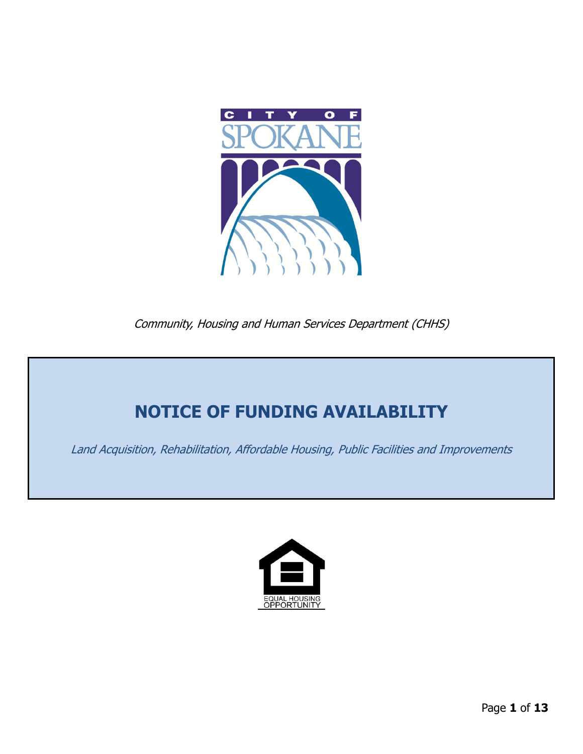*Community, Housing and Human Services Department (CHHS)*

# NOTICE OF FUNDING AVAILABILITY

*Land Acquisition, Rehabilitation, Affordable Housing, Public Facilities and Improvements*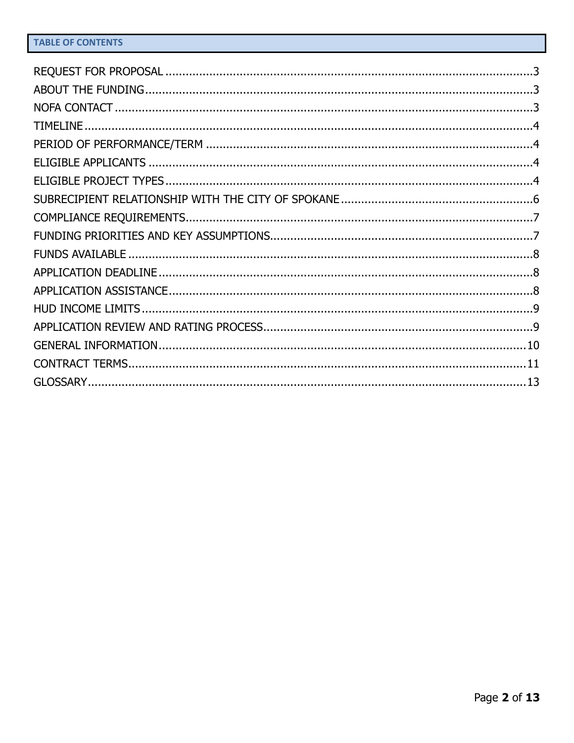## TABLE OF CONTENTS

REQUEST FOR PROPOSAL ....................................................................................................3
ABOUT THE FUNDING ........................................................................................................3
NOFA CONTACT ................................................................................................................3
TIMELINE ..........................................................................................................................4
PERIOD OF PERFORMANCE/TERM ....................................................................................4
ELIGIBLE APPLICANTS ......................................................................................................4
ELIGIBLE PROJECT TYPES ................................................................................................4
SUBRECIPIENT RELATIONSHIP WITH THE CITY OF SPOKANE ..........................................6
COMPLIANCE REQUIREMENTS ..........................................................................................7
FUNDING PRIORITIES AND KEY ASSUMPTIONS ................................................................7
FUNDS AVAILABLE ............................................................................................................8
APPLICATION DEADLINE ...................................................................................................8
APPLICATION ASSISTANCE ...............................................................................................8
HUD INCOME LIMITS .........................................................................................................9
APPLICATION REVIEW AND RATING PROCESS ..................................................................9
GENERAL INFORMATION .................................................................................................10
CONTRACT TERMS ...........................................................................................................11
GLOSSARY .......................................................................................................................13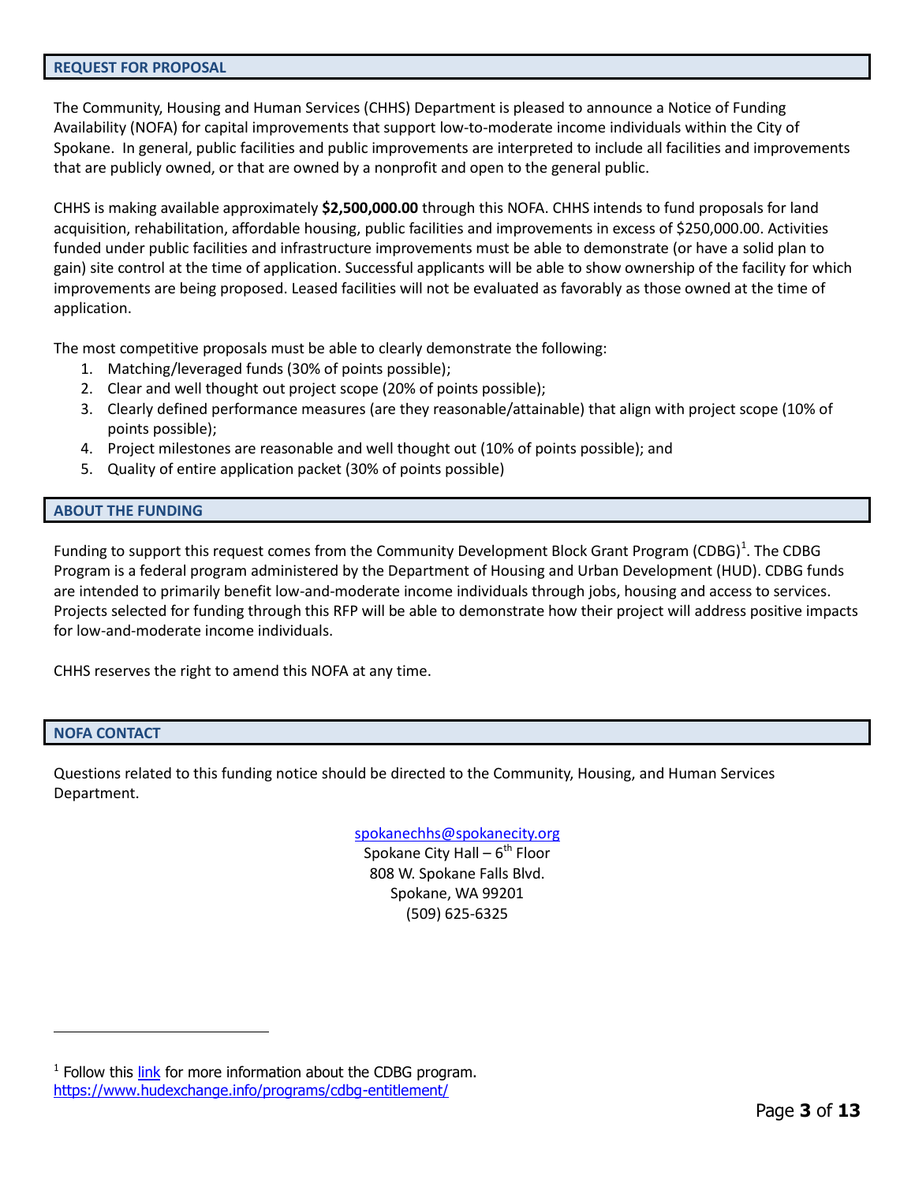## REQUEST FOR PROPOSAL

The Community, Housing and Human Services (CHHS) Department is pleased to announce a Notice of Funding Availability (NOFA) for capital improvements that support low-to-moderate income individuals within the City of Spokane. In general, public facilities and public improvements are interpreted to include all facilities and improvements that are publicly owned, or that are owned by a nonprofit and open to the general public.

CHHS is making available approximately **$2,500,000.00** through this NOFA. CHHS intends to fund proposals for land acquisition, rehabilitation, affordable housing, public facilities and improvements in excess of $250,000.00. Activities funded under public facilities and infrastructure improvements must be able to demonstrate (or have a solid plan to gain) site control at the time of application. Successful applicants will be able to show ownership of the facility for which improvements are being proposed. Leased facilities will not be evaluated as favorably as those owned at the time of application.

The most competitive proposals must be able to clearly demonstrate the following:

1. Matching/leveraged funds (30% of points possible);
2. Clear and well thought out project scope (20% of points possible);
3. Clearly defined performance measures (are they reasonable/attainable) that align with project scope (10% of points possible);
4. Project milestones are reasonable and well thought out (10% of points possible); and
5. Quality of entire application packet (30% of points possible)

## ABOUT THE FUNDING

Funding to support this request comes from the Community Development Block Grant Program (CDBG)[1]. The CDBG Program is a federal program administered by the Department of Housing and Urban Development (HUD). CDBG funds are intended to primarily benefit low-and-moderate income individuals through jobs, housing and access to services. Projects selected for funding through this RFP will be able to demonstrate how their project will address positive impacts for low-and-moderate income individuals.

CHHS reserves the right to amend this NOFA at any time.

## NOFA CONTACT

Questions related to this funding notice should be directed to the Community, Housing, and Human Services Department.

spokanechhs@spokanecity.org
Spokane City Hall – 6th Floor
808 W. Spokane Falls Blvd.
Spokane, WA 99201
(509) 625-6325

---

[1] Follow this link for more information about the CDBG program. https://www.hudexchange.info/programs/cdbg-entitlement/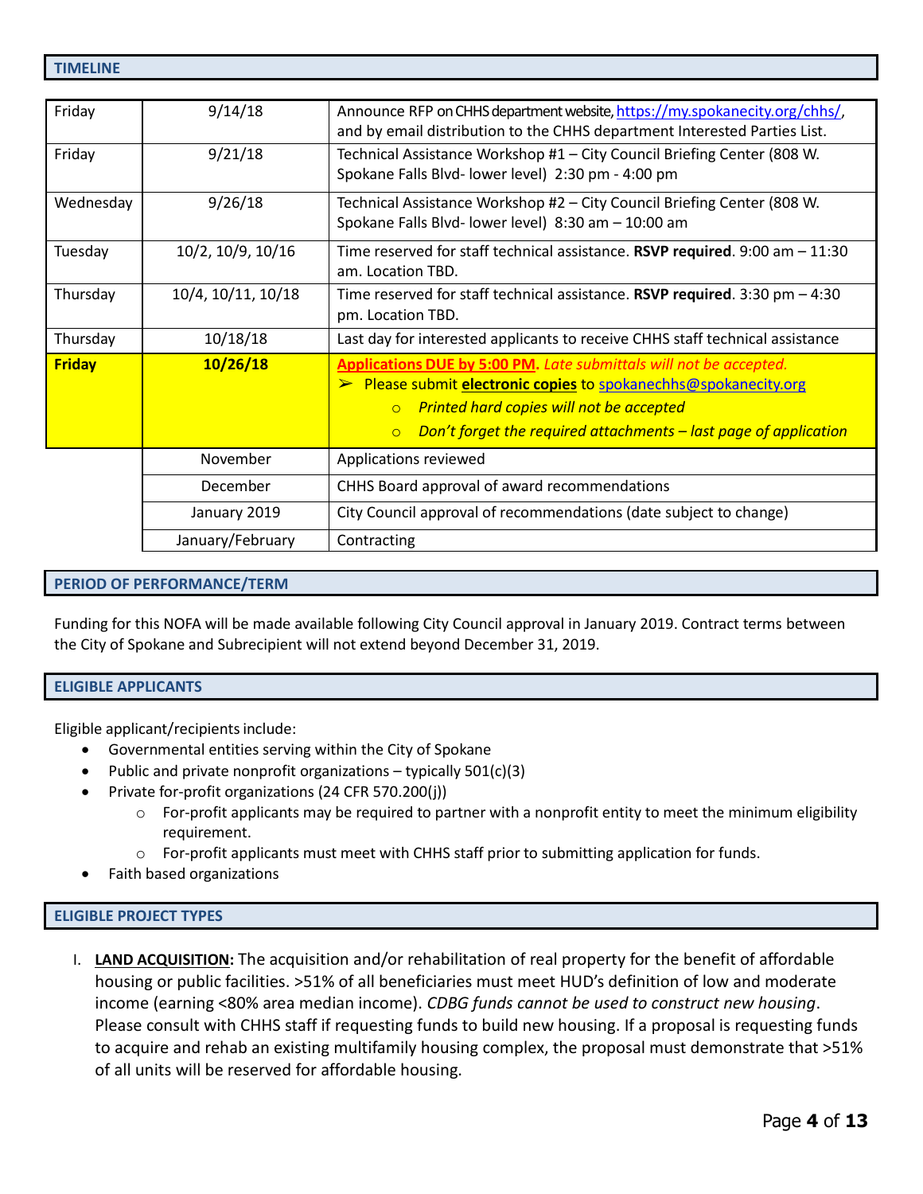## TIMELINE

| | | |
|---|---|---|
| Friday | 9/14/18 | Announce RFP on CHHS department website, https://my.spokanecity.org/chhs/, and by email distribution to the CHHS department Interested Parties List. |
| Friday | 9/21/18 | Technical Assistance Workshop #1 – City Council Briefing Center (808 W. Spokane Falls Blvd- lower level) 2:30 pm - 4:00 pm |
| Wednesday | 9/26/18 | Technical Assistance Workshop #2 – City Council Briefing Center (808 W. Spokane Falls Blvd- lower level) 8:30 am – 10:00 am |
| Tuesday | 10/2, 10/9, 10/16 | Time reserved for staff technical assistance. **RSVP required**. 9:00 am – 11:30 am. Location TBD. |
| Thursday | 10/4, 10/11, 10/18 | Time reserved for staff technical assistance. **RSVP required**. 3:30 pm – 4:30 pm. Location TBD. |
| Thursday | 10/18/18 | Last day for interested applicants to receive CHHS staff technical assistance |
| **Friday** | **10/26/18** | **Applications DUE by 5:00 PM**. *Late submittals will not be accepted.* <br>➢ Please submit **electronic copies** to spokanechhs@spokanecity.org <br>○ *Printed hard copies will not be accepted* <br>○ *Don't forget the required attachments – last page of application* |
| | November | Applications reviewed |
| | December | CHHS Board approval of award recommendations |
| | January 2019 | City Council approval of recommendations (date subject to change) |
| | January/February | Contracting |

## PERIOD OF PERFORMANCE/TERM

Funding for this NOFA will be made available following City Council approval in January 2019. Contract terms between the City of Spokane and Subrecipient will not extend beyond December 31, 2019.

## ELIGIBLE APPLICANTS

Eligible applicant/recipients include:

- Governmental entities serving within the City of Spokane
- Public and private nonprofit organizations – typically 501(c)(3)
- Private for-profit organizations (24 CFR 570.200(j))
  - For-profit applicants may be required to partner with a nonprofit entity to meet the minimum eligibility requirement.
  - For-profit applicants must meet with CHHS staff prior to submitting application for funds.
- Faith based organizations

## ELIGIBLE PROJECT TYPES

I. **LAND ACQUISITION:** The acquisition and/or rehabilitation of real property for the benefit of affordable housing or public facilities. >51% of all beneficiaries must meet HUD's definition of low and moderate income (earning <80% area median income). *CDBG funds cannot be used to construct new housing*. Please consult with CHHS staff if requesting funds to build new housing. If a proposal is requesting funds to acquire and rehab an existing multifamily housing complex, the proposal must demonstrate that >51% of all units will be reserved for affordable housing.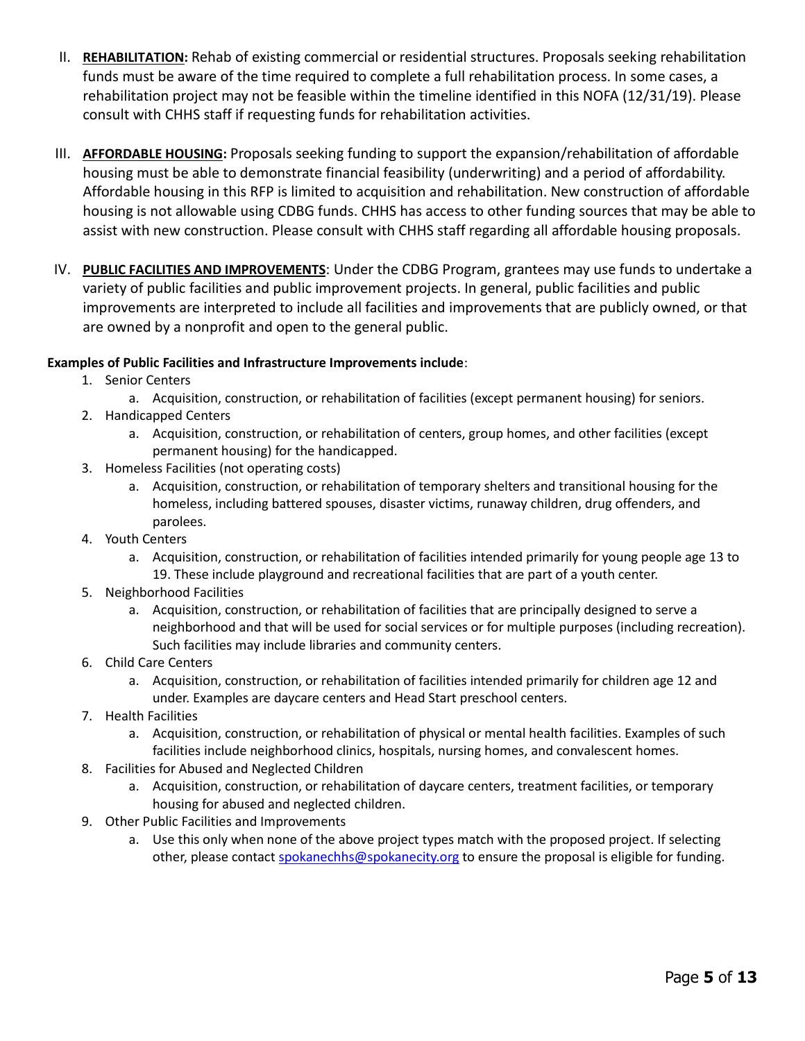II. **REHABILITATION:** Rehab of existing commercial or residential structures. Proposals seeking rehabilitation funds must be aware of the time required to complete a full rehabilitation process. In some cases, a rehabilitation project may not be feasible within the timeline identified in this NOFA (12/31/19). Please consult with CHHS staff if requesting funds for rehabilitation activities.

III. **AFFORDABLE HOUSING:** Proposals seeking funding to support the expansion/rehabilitation of affordable housing must be able to demonstrate financial feasibility (underwriting) and a period of affordability. Affordable housing in this RFP is limited to acquisition and rehabilitation. New construction of affordable housing is not allowable using CDBG funds. CHHS has access to other funding sources that may be able to assist with new construction. Please consult with CHHS staff regarding all affordable housing proposals.

IV. **PUBLIC FACILITIES AND IMPROVEMENTS**: Under the CDBG Program, grantees may use funds to undertake a variety of public facilities and public improvement projects. In general, public facilities and public improvements are interpreted to include all facilities and improvements that are publicly owned, or that are owned by a nonprofit and open to the general public.

**Examples of Public Facilities and Infrastructure Improvements include**:

1. Senior Centers
   a. Acquisition, construction, or rehabilitation of facilities (except permanent housing) for seniors.
2. Handicapped Centers
   a. Acquisition, construction, or rehabilitation of centers, group homes, and other facilities (except permanent housing) for the handicapped.
3. Homeless Facilities (not operating costs)
   a. Acquisition, construction, or rehabilitation of temporary shelters and transitional housing for the homeless, including battered spouses, disaster victims, runaway children, drug offenders, and parolees.
4. Youth Centers
   a. Acquisition, construction, or rehabilitation of facilities intended primarily for young people age 13 to 19. These include playground and recreational facilities that are part of a youth center.
5. Neighborhood Facilities
   a. Acquisition, construction, or rehabilitation of facilities that are principally designed to serve a neighborhood and that will be used for social services or for multiple purposes (including recreation). Such facilities may include libraries and community centers.
6. Child Care Centers
   a. Acquisition, construction, or rehabilitation of facilities intended primarily for children age 12 and under. Examples are daycare centers and Head Start preschool centers.
7. Health Facilities
   a. Acquisition, construction, or rehabilitation of physical or mental health facilities. Examples of such facilities include neighborhood clinics, hospitals, nursing homes, and convalescent homes.
8. Facilities for Abused and Neglected Children
   a. Acquisition, construction, or rehabilitation of daycare centers, treatment facilities, or temporary housing for abused and neglected children.
9. Other Public Facilities and Improvements
   a. Use this only when none of the above project types match with the proposed project. If selecting other, please contact spokanechhs@spokanecity.org to ensure the proposal is eligible for funding.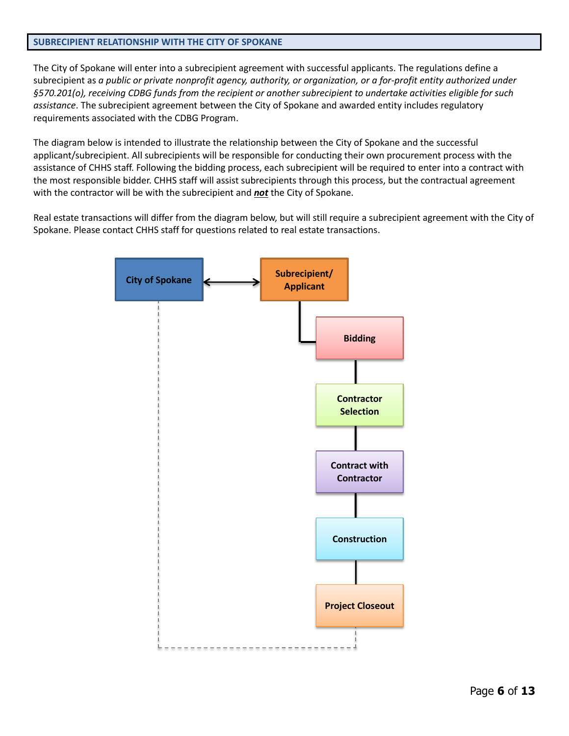## SUBRECIPIENT RELATIONSHIP WITH THE CITY OF SPOKANE

The City of Spokane will enter into a subrecipient agreement with successful applicants. The regulations define a subrecipient as *a public or private nonprofit agency, authority, or organization, or a for-profit entity authorized under §570.201(o), receiving CDBG funds from the recipient or another subrecipient to undertake activities eligible for such assistance*. The subrecipient agreement between the City of Spokane and awarded entity includes regulatory requirements associated with the CDBG Program.

The diagram below is intended to illustrate the relationship between the City of Spokane and the successful applicant/subrecipient. All subrecipients will be responsible for conducting their own procurement process with the assistance of CHHS staff. Following the bidding process, each subrecipient will be required to enter into a contract with the most responsible bidder. CHHS staff will assist subrecipients through this process, but the contractual agreement with the contractor will be with the subrecipient and ***not*** the City of Spokane.

Real estate transactions will differ from the diagram below, but will still require a subrecipient agreement with the City of Spokane. Please contact CHHS staff for questions related to real estate transactions.

**City of Spokane** ↔ **Subrecipient/ Applicant**

**Bidding**

**Contractor Selection**

**Contract with Contractor**

**Construction**

**Project Closeout**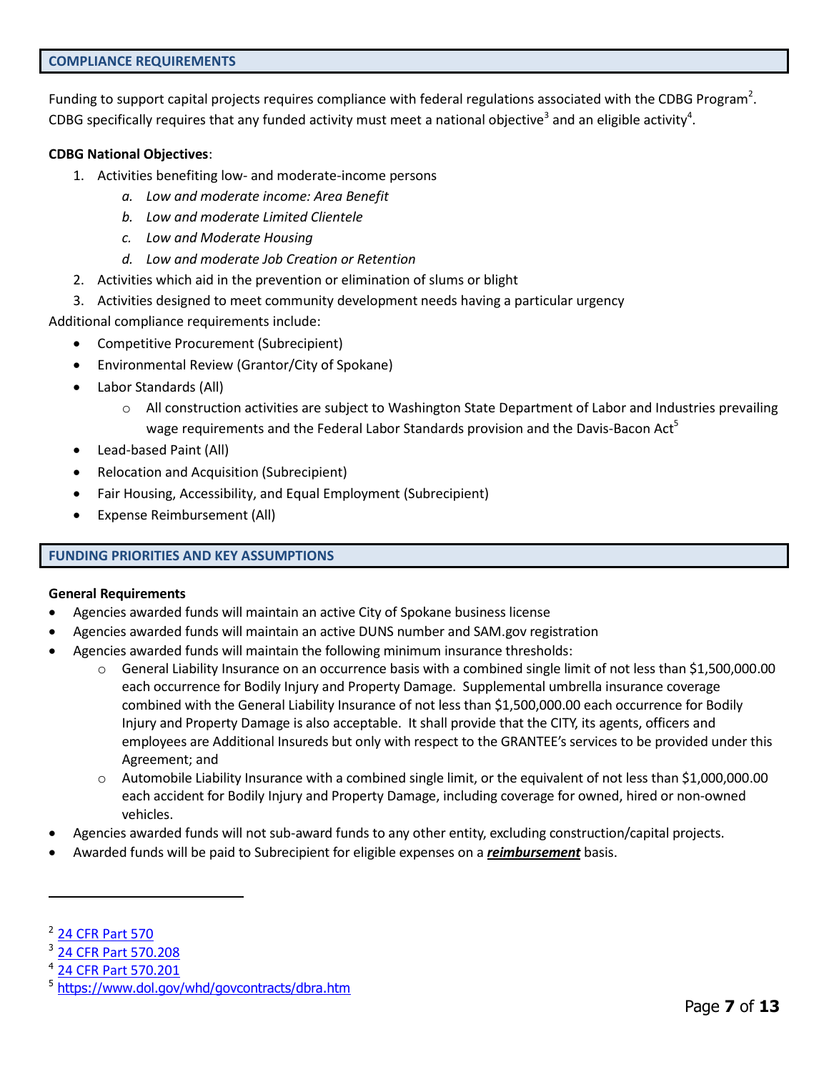## COMPLIANCE REQUIREMENTS

Funding to support capital projects requires compliance with federal regulations associated with the CDBG Program[2]. CDBG specifically requires that any funded activity must meet a national objective[3] and an eligible activity[4].

**CDBG National Objectives**:

1. Activities benefiting low- and moderate-income persons
   a. *Low and moderate income: Area Benefit*
   b. *Low and moderate Limited Clientele*
   c. *Low and Moderate Housing*
   d. *Low and moderate Job Creation or Retention*
2. Activities which aid in the prevention or elimination of slums or blight
3. Activities designed to meet community development needs having a particular urgency

Additional compliance requirements include:

- Competitive Procurement (Subrecipient)
- Environmental Review (Grantor/City of Spokane)
- Labor Standards (All)
  - All construction activities are subject to Washington State Department of Labor and Industries prevailing wage requirements and the Federal Labor Standards provision and the Davis-Bacon Act[5]
- Lead-based Paint (All)
- Relocation and Acquisition (Subrecipient)
- Fair Housing, Accessibility, and Equal Employment (Subrecipient)
- Expense Reimbursement (All)

## FUNDING PRIORITIES AND KEY ASSUMPTIONS

**General Requirements**

- Agencies awarded funds will maintain an active City of Spokane business license
- Agencies awarded funds will maintain an active DUNS number and SAM.gov registration
- Agencies awarded funds will maintain the following minimum insurance thresholds:
  - General Liability Insurance on an occurrence basis with a combined single limit of not less than $1,500,000.00 each occurrence for Bodily Injury and Property Damage. Supplemental umbrella insurance coverage combined with the General Liability Insurance of not less than $1,500,000.00 each occurrence for Bodily Injury and Property Damage is also acceptable. It shall provide that the CITY, its agents, officers and employees are Additional Insureds but only with respect to the GRANTEE's services to be provided under this Agreement; and
  - Automobile Liability Insurance with a combined single limit, or the equivalent of not less than $1,000,000.00 each accident for Bodily Injury and Property Damage, including coverage for owned, hired or non-owned vehicles.
- Agencies awarded funds will not sub-award funds to any other entity, excluding construction/capital projects.
- Awarded funds will be paid to Subrecipient for eligible expenses on a ***reimbursement*** basis.

---

[2] 24 CFR Part 570

[3] 24 CFR Part 570.208

[4] 24 CFR Part 570.201

[5] https://www.dol.gov/whd/govcontracts/dbra.htm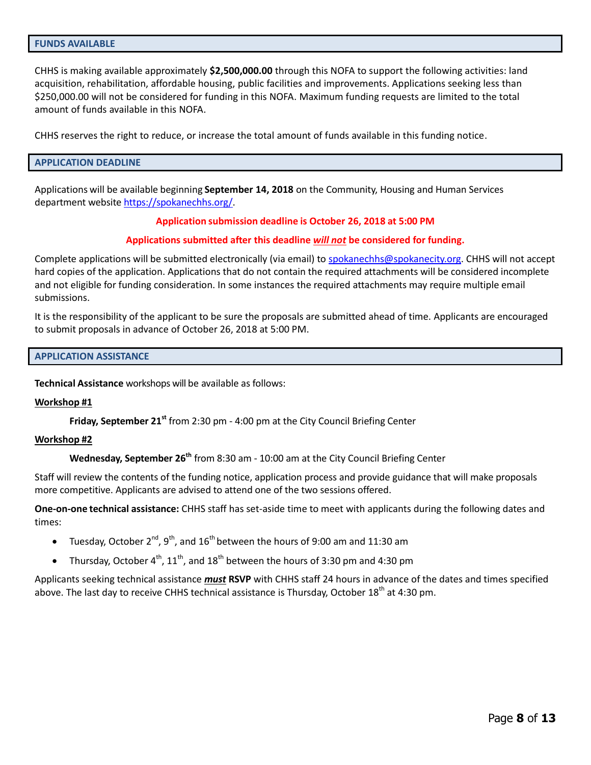## FUNDS AVAILABLE

CHHS is making available approximately **$2,500,000.00** through this NOFA to support the following activities: land acquisition, rehabilitation, affordable housing, public facilities and improvements. Applications seeking less than $250,000.00 will not be considered for funding in this NOFA. Maximum funding requests are limited to the total amount of funds available in this NOFA.

CHHS reserves the right to reduce, or increase the total amount of funds available in this funding notice.

## APPLICATION DEADLINE

Applications will be available beginning **September 14, 2018** on the Community, Housing and Human Services department website [https://spokanechhs.org/](https://spokanechhs.org/).

**Application submission deadline is October 26, 2018 at 5:00 PM**

**Applications submitted after this deadline *will not* be considered for funding.**

Complete applications will be submitted electronically (via email) to [spokanechhs@spokanecity.org](mailto:spokanechhs@spokanecity.org). CHHS will not accept hard copies of the application. Applications that do not contain the required attachments will be considered incomplete and not eligible for funding consideration. In some instances the required attachments may require multiple email submissions.

It is the responsibility of the applicant to be sure the proposals are submitted ahead of time. Applicants are encouraged to submit proposals in advance of October 26, 2018 at 5:00 PM.

## APPLICATION ASSISTANCE

**Technical Assistance** workshops will be available as follows:

**Workshop #1**

**Friday, September 21st** from 2:30 pm - 4:00 pm at the City Council Briefing Center

**Workshop #2**

**Wednesday, September 26th** from 8:30 am - 10:00 am at the City Council Briefing Center

Staff will review the contents of the funding notice, application process and provide guidance that will make proposals more competitive. Applicants are advised to attend one of the two sessions offered.

**One-on-one technical assistance:** CHHS staff has set-aside time to meet with applicants during the following dates and times:

- Tuesday, October 2nd, 9th, and 16th between the hours of 9:00 am and 11:30 am
- Thursday, October 4th, 11th, and 18th between the hours of 3:30 pm and 4:30 pm

Applicants seeking technical assistance ***must*** **RSVP** with CHHS staff 24 hours in advance of the dates and times specified above. The last day to receive CHHS technical assistance is Thursday, October 18th at 4:30 pm.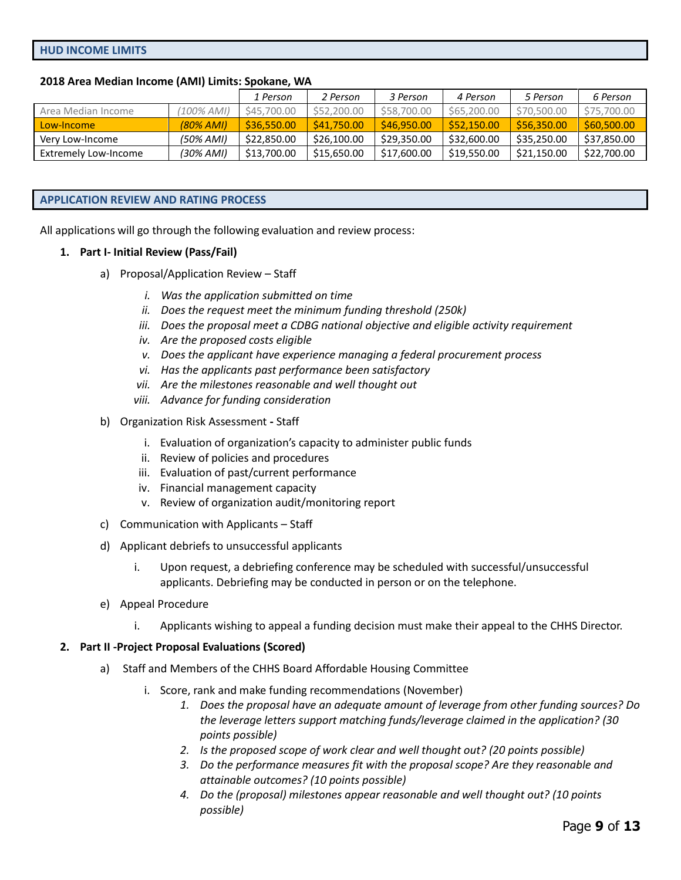## HUD INCOME LIMITS

**2018 Area Median Income (AMI) Limits: Spokane, WA**

| | | 1 Person | 2 Person | 3 Person | 4 Person | 5 Person | 6 Person |
|---|---|---|---|---|---|---|---|
| Area Median Income | *(100% AMI)* | $45,700.00 | $52,200.00 | $58,700.00 | $65,200.00 | $70,500.00 | $75,700.00 |
| Low-Income | *(80% AMI)* | $36,550.00 | $41,750.00 | $46,950.00 | $52,150.00 | $56,350.00 | $60,500.00 |
| Very Low-Income | *(50% AMI)* | $22,850.00 | $26,100.00 | $29,350.00 | $32,600.00 | $35,250.00 | $37,850.00 |
| Extremely Low-Income | *(30% AMI)* | $13,700.00 | $15,650.00 | $17,600.00 | $19,550.00 | $21,150.00 | $22,700.00 |

## APPLICATION REVIEW AND RATING PROCESS

All applications will go through the following evaluation and review process:

1. **Part I- Initial Review (Pass/Fail)**
   a) Proposal/Application Review – Staff
      i. *Was the application submitted on time*
      ii. *Does the request meet the minimum funding threshold (250k)*
      iii. *Does the proposal meet a CDBG national objective and eligible activity requirement*
      iv. *Are the proposed costs eligible*
      v. *Does the applicant have experience managing a federal procurement process*
      vi. *Has the applicants past performance been satisfactory*
      vii. *Are the milestones reasonable and well thought out*
      viii. *Advance for funding consideration*

   b) Organization Risk Assessment **-** Staff
      i. Evaluation of organization's capacity to administer public funds
      ii. Review of policies and procedures
      iii. Evaluation of past/current performance
      iv. Financial management capacity
      v. Review of organization audit/monitoring report

   c) Communication with Applicants – Staff

   d) Applicant debriefs to unsuccessful applicants
      i. Upon request, a debriefing conference may be scheduled with successful/unsuccessful applicants. Debriefing may be conducted in person or on the telephone.

   e) Appeal Procedure
      i. Applicants wishing to appeal a funding decision must make their appeal to the CHHS Director.

2. **Part II -Project Proposal Evaluations (Scored)**
   a) Staff and Members of the CHHS Board Affordable Housing Committee
      i. Score, rank and make funding recommendations (November)
         1. *Does the proposal have an adequate amount of leverage from other funding sources? Do the leverage letters support matching funds/leverage claimed in the application? (30 points possible)*
         2. *Is the proposed scope of work clear and well thought out? (20 points possible)*
         3. *Do the performance measures fit with the proposal scope? Are they reasonable and attainable outcomes? (10 points possible)*
         4. *Do the (proposal) milestones appear reasonable and well thought out? (10 points possible)*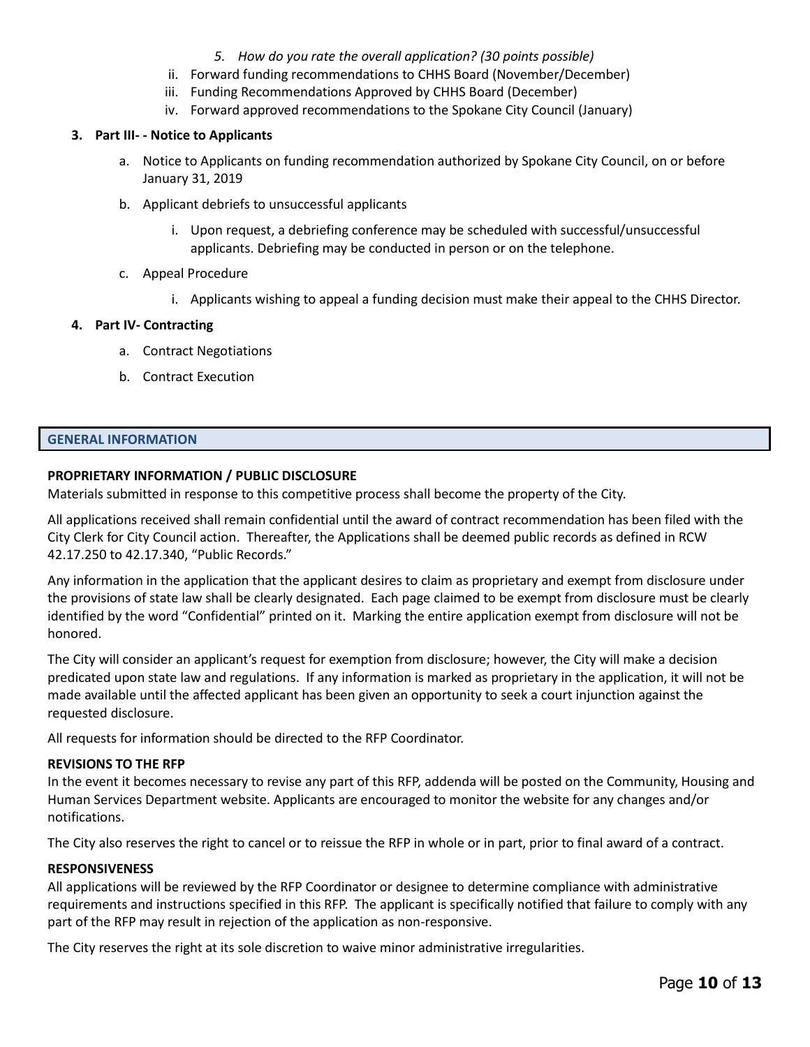5. *How do you rate the overall application? (30 points possible)*

ii. Forward funding recommendations to CHHS Board (November/December)

iii. Funding Recommendations Approved by CHHS Board (December)

iv. Forward approved recommendations to the Spokane City Council (January)

3. **Part III- - Notice to Applicants**

   a. Notice to Applicants on funding recommendation authorized by Spokane City Council, on or before January 31, 2019

   b. Applicant debriefs to unsuccessful applicants

      i. Upon request, a debriefing conference may be scheduled with successful/unsuccessful applicants. Debriefing may be conducted in person or on the telephone.

   c. Appeal Procedure

      i. Applicants wishing to appeal a funding decision must make their appeal to the CHHS Director.

4. **Part IV- Contracting**

   a. Contract Negotiations

   b. Contract Execution

## GENERAL INFORMATION

**PROPRIETARY INFORMATION / PUBLIC DISCLOSURE**

Materials submitted in response to this competitive process shall become the property of the City.

All applications received shall remain confidential until the award of contract recommendation has been filed with the City Clerk for City Council action. Thereafter, the Applications shall be deemed public records as defined in RCW 42.17.250 to 42.17.340, "Public Records."

Any information in the application that the applicant desires to claim as proprietary and exempt from disclosure under the provisions of state law shall be clearly designated. Each page claimed to be exempt from disclosure must be clearly identified by the word "Confidential" printed on it. Marking the entire application exempt from disclosure will not be honored.

The City will consider an applicant's request for exemption from disclosure; however, the City will make a decision predicated upon state law and regulations. If any information is marked as proprietary in the application, it will not be made available until the affected applicant has been given an opportunity to seek a court injunction against the requested disclosure.

All requests for information should be directed to the RFP Coordinator.

**REVISIONS TO THE RFP**

In the event it becomes necessary to revise any part of this RFP, addenda will be posted on the Community, Housing and Human Services Department website. Applicants are encouraged to monitor the website for any changes and/or notifications.

The City also reserves the right to cancel or to reissue the RFP in whole or in part, prior to final award of a contract.

**RESPONSIVENESS**

All applications will be reviewed by the RFP Coordinator or designee to determine compliance with administrative requirements and instructions specified in this RFP. The applicant is specifically notified that failure to comply with any part of the RFP may result in rejection of the application as non-responsive.

The City reserves the right at its sole discretion to waive minor administrative irregularities.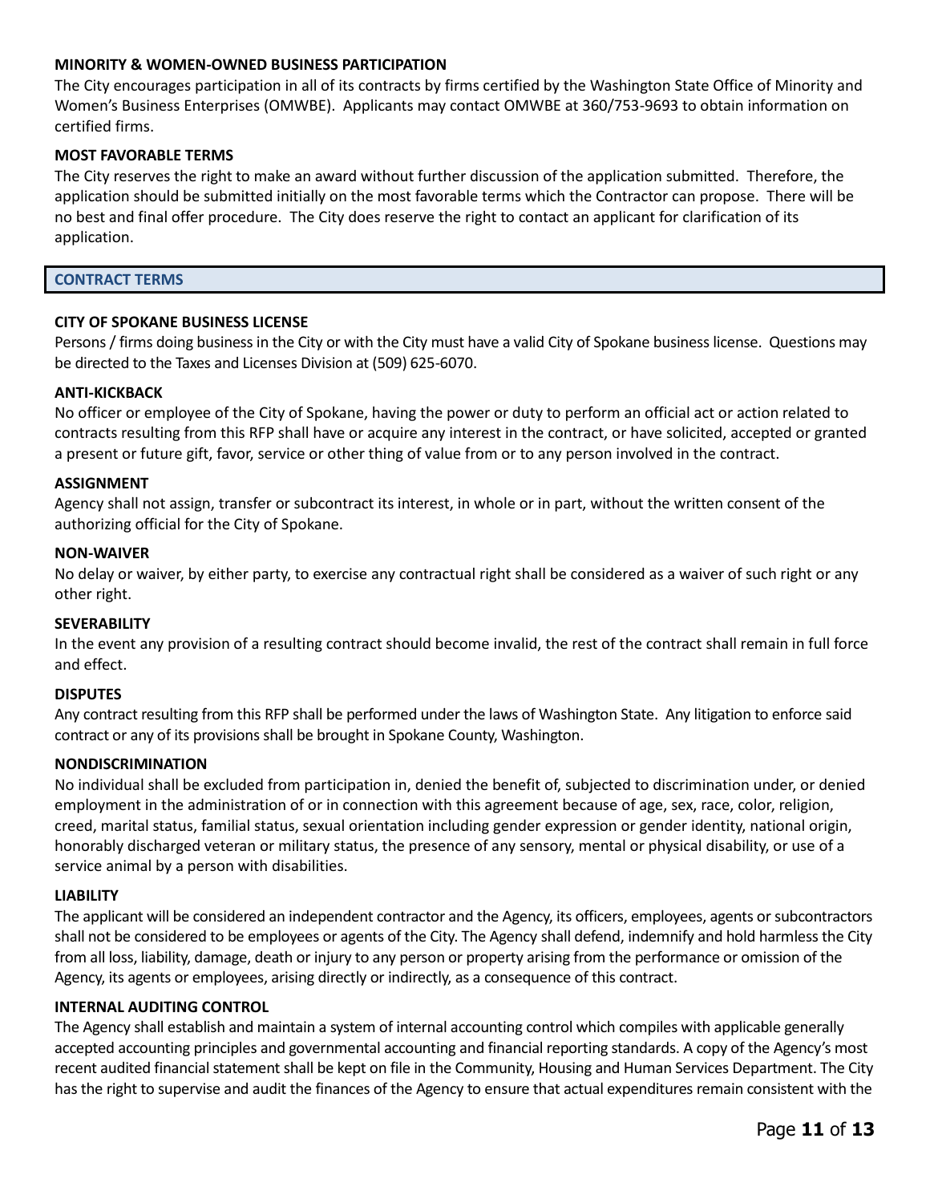**MINORITY & WOMEN-OWNED BUSINESS PARTICIPATION**

The City encourages participation in all of its contracts by firms certified by the Washington State Office of Minority and Women's Business Enterprises (OMWBE). Applicants may contact OMWBE at 360/753-9693 to obtain information on certified firms.

**MOST FAVORABLE TERMS**

The City reserves the right to make an award without further discussion of the application submitted. Therefore, the application should be submitted initially on the most favorable terms which the Contractor can propose. There will be no best and final offer procedure. The City does reserve the right to contact an applicant for clarification of its application.

## CONTRACT TERMS

**CITY OF SPOKANE BUSINESS LICENSE**

Persons / firms doing business in the City or with the City must have a valid City of Spokane business license. Questions may be directed to the Taxes and Licenses Division at (509) 625-6070.

**ANTI-KICKBACK**

No officer or employee of the City of Spokane, having the power or duty to perform an official act or action related to contracts resulting from this RFP shall have or acquire any interest in the contract, or have solicited, accepted or granted a present or future gift, favor, service or other thing of value from or to any person involved in the contract.

**ASSIGNMENT**

Agency shall not assign, transfer or subcontract its interest, in whole or in part, without the written consent of the authorizing official for the City of Spokane.

**NON-WAIVER**

No delay or waiver, by either party, to exercise any contractual right shall be considered as a waiver of such right or any other right.

**SEVERABILITY**

In the event any provision of a resulting contract should become invalid, the rest of the contract shall remain in full force and effect.

**DISPUTES**

Any contract resulting from this RFP shall be performed under the laws of Washington State. Any litigation to enforce said contract or any of its provisions shall be brought in Spokane County, Washington.

**NONDISCRIMINATION**

No individual shall be excluded from participation in, denied the benefit of, subjected to discrimination under, or denied employment in the administration of or in connection with this agreement because of age, sex, race, color, religion, creed, marital status, familial status, sexual orientation including gender expression or gender identity, national origin, honorably discharged veteran or military status, the presence of any sensory, mental or physical disability, or use of a service animal by a person with disabilities.

**LIABILITY**

The applicant will be considered an independent contractor and the Agency, its officers, employees, agents or subcontractors shall not be considered to be employees or agents of the City. The Agency shall defend, indemnify and hold harmless the City from all loss, liability, damage, death or injury to any person or property arising from the performance or omission of the Agency, its agents or employees, arising directly or indirectly, as a consequence of this contract.

**INTERNAL AUDITING CONTROL**

The Agency shall establish and maintain a system of internal accounting control which compiles with applicable generally accepted accounting principles and governmental accounting and financial reporting standards. A copy of the Agency's most recent audited financial statement shall be kept on file in the Community, Housing and Human Services Department. The City has the right to supervise and audit the finances of the Agency to ensure that actual expenditures remain consistent with the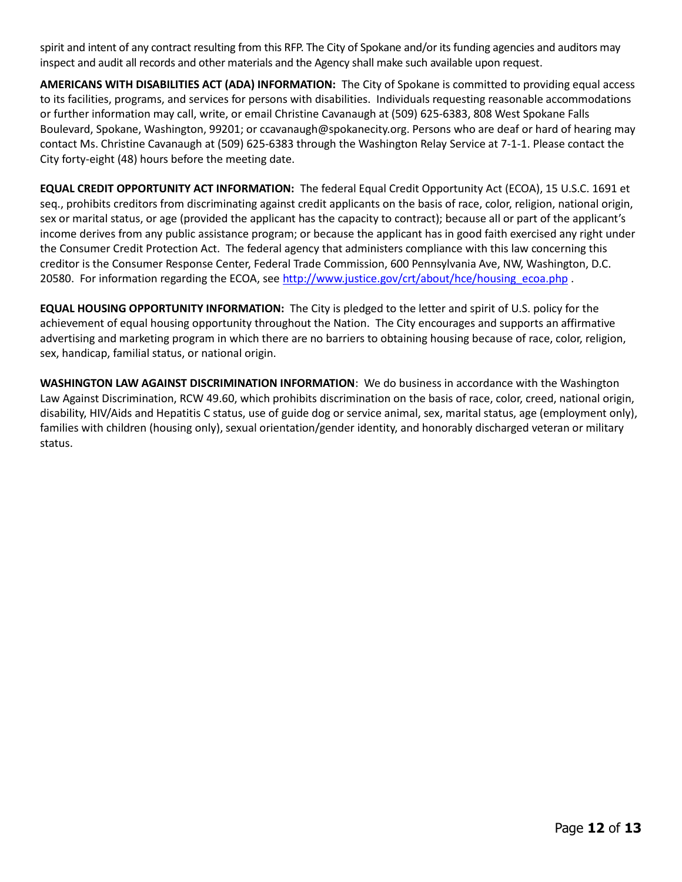spirit and intent of any contract resulting from this RFP. The City of Spokane and/or its funding agencies and auditors may inspect and audit all records and other materials and the Agency shall make such available upon request.

**AMERICANS WITH DISABILITIES ACT (ADA) INFORMATION:** The City of Spokane is committed to providing equal access to its facilities, programs, and services for persons with disabilities. Individuals requesting reasonable accommodations or further information may call, write, or email Christine Cavanaugh at (509) 625-6383, 808 West Spokane Falls Boulevard, Spokane, Washington, 99201; or ccavanaugh@spokanecity.org. Persons who are deaf or hard of hearing may contact Ms. Christine Cavanaugh at (509) 625-6383 through the Washington Relay Service at 7-1-1. Please contact the City forty-eight (48) hours before the meeting date.

**EQUAL CREDIT OPPORTUNITY ACT INFORMATION:** The federal Equal Credit Opportunity Act (ECOA), 15 U.S.C. 1691 et seq., prohibits creditors from discriminating against credit applicants on the basis of race, color, religion, national origin, sex or marital status, or age (provided the applicant has the capacity to contract); because all or part of the applicant's income derives from any public assistance program; or because the applicant has in good faith exercised any right under the Consumer Credit Protection Act. The federal agency that administers compliance with this law concerning this creditor is the Consumer Response Center, Federal Trade Commission, 600 Pennsylvania Ave, NW, Washington, D.C. 20580. For information regarding the ECOA, see http://www.justice.gov/crt/about/hce/housing_ecoa.php .

**EQUAL HOUSING OPPORTUNITY INFORMATION:** The City is pledged to the letter and spirit of U.S. policy for the achievement of equal housing opportunity throughout the Nation. The City encourages and supports an affirmative advertising and marketing program in which there are no barriers to obtaining housing because of race, color, religion, sex, handicap, familial status, or national origin.

**WASHINGTON LAW AGAINST DISCRIMINATION INFORMATION**: We do business in accordance with the Washington Law Against Discrimination, RCW 49.60, which prohibits discrimination on the basis of race, color, creed, national origin, disability, HIV/Aids and Hepatitis C status, use of guide dog or service animal, sex, marital status, age (employment only), families with children (housing only), sexual orientation/gender identity, and honorably discharged veteran or military status.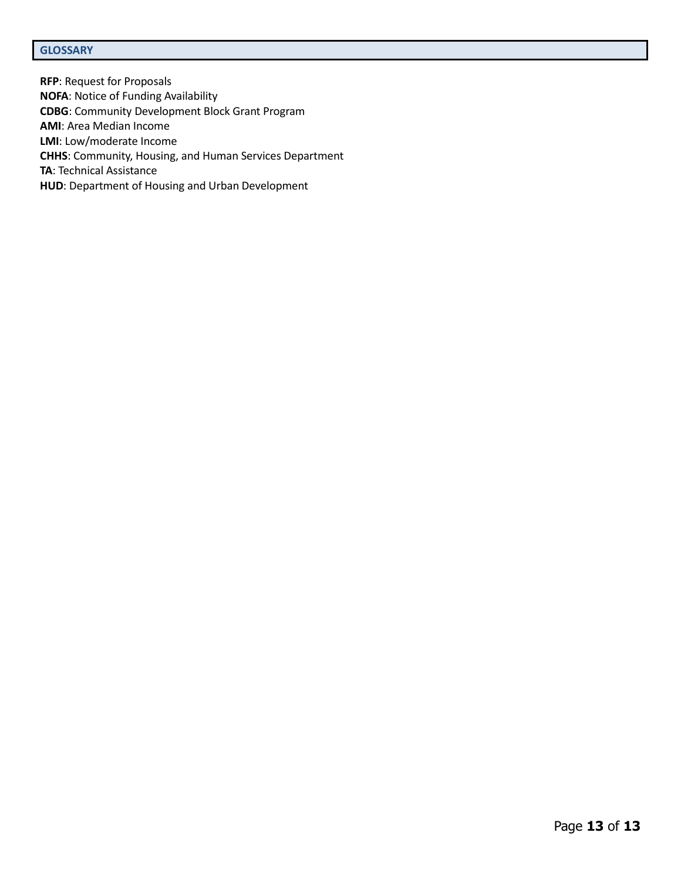## GLOSSARY

**RFP**: Request for Proposals
**NOFA**: Notice of Funding Availability
**CDBG**: Community Development Block Grant Program
**AMI**: Area Median Income
**LMI**: Low/moderate Income
**CHHS**: Community, Housing, and Human Services Department
**TA**: Technical Assistance
**HUD**: Department of Housing and Urban Development